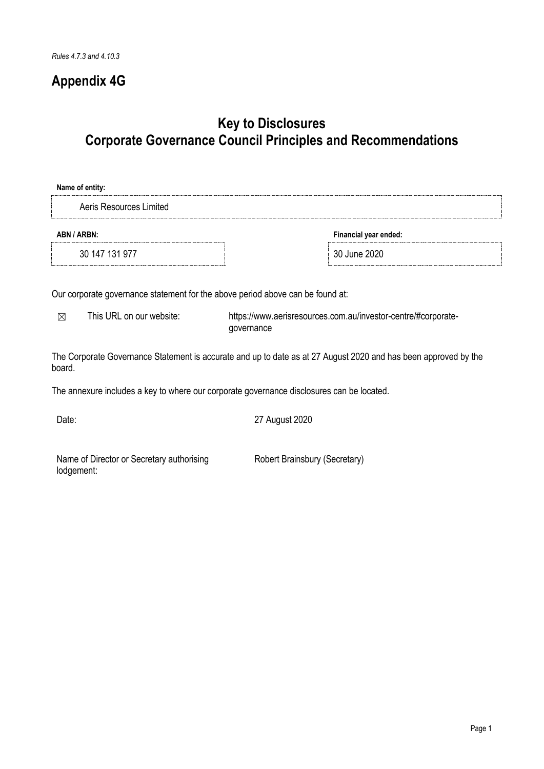*Rules 4.7.3 and 4.10.3*

# Appendix 4G

## Key to Disclosures
## Corporate Governance Council Principles and Recommendations

**Name of entity:**

Aeris Resources Limited

| ABN / ARBN: | Financial year ended: |
| --- | --- |
| 30 147 131 977 | 30 June 2020 |

Our corporate governance statement for the above period above can be found at:

☒ This URL on our website: https://www.aerisresources.com.au/investor-centre/#corporate-governance

The Corporate Governance Statement is accurate and up to date as at 27 August 2020 and has been approved by the board.

The annexure includes a key to where our corporate governance disclosures can be located.

Date: 27 August 2020

Name of Director or Secretary authorising lodgement: Robert Brainsbury (Secretary)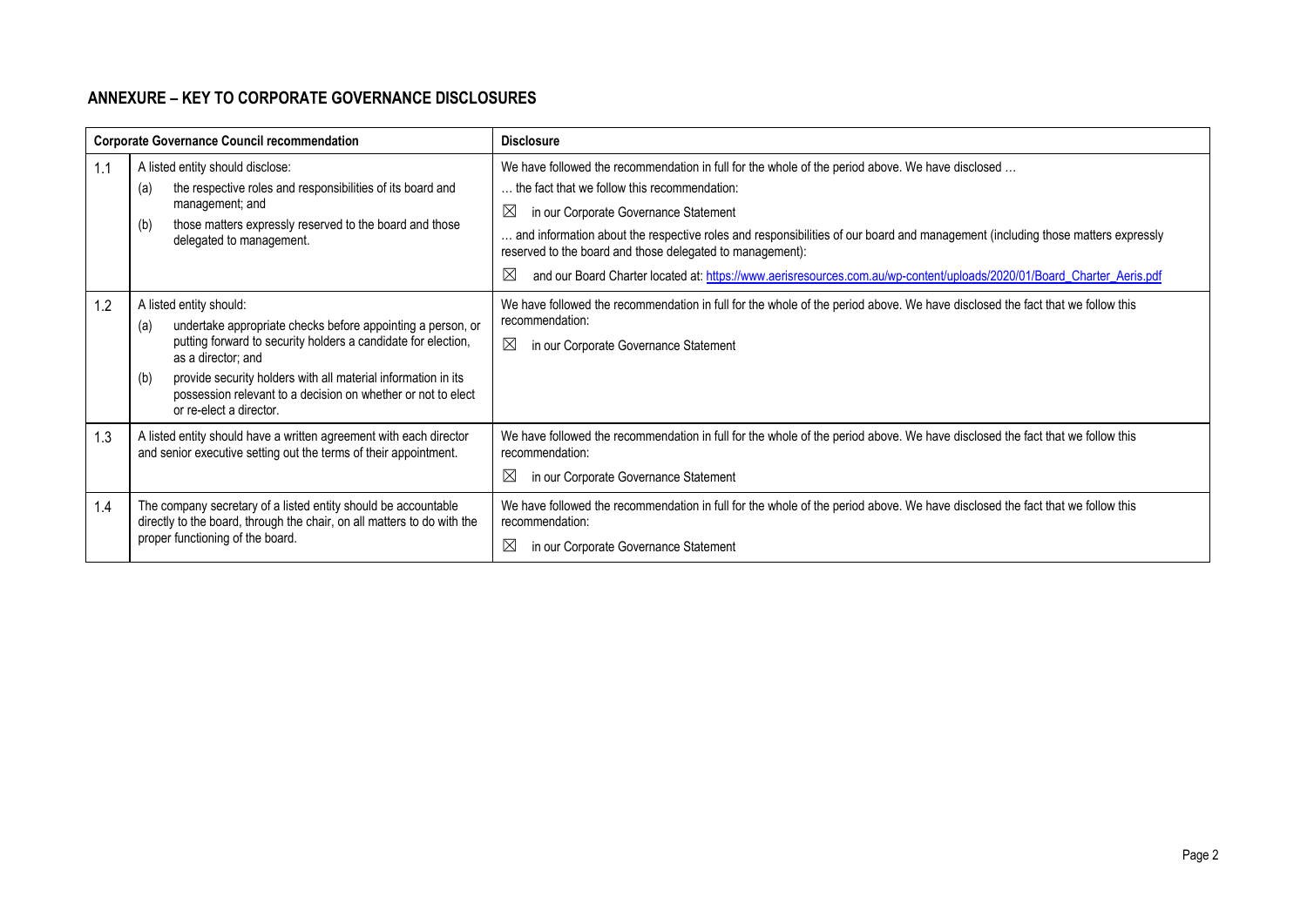## ANNEXURE – KEY TO CORPORATE GOVERNANCE DISCLOSURES

| | Corporate Governance Council recommendation | Disclosure |
|---|---|---|
| 1.1 | A listed entity should disclose:<br>(a) the respective roles and responsibilities of its board and management; and<br>(b) those matters expressly reserved to the board and those delegated to management. | We have followed the recommendation in full for the whole of the period above. We have disclosed …<br>… the fact that we follow this recommendation:<br>☒ in our Corporate Governance Statement<br>… and information about the respective roles and responsibilities of our board and management (including those matters expressly reserved to the board and those delegated to management):<br>☒ and our Board Charter located at: https://www.aerisresources.com.au/wp-content/uploads/2020/01/Board_Charter_Aeris.pdf |
| 1.2 | A listed entity should:<br>(a) undertake appropriate checks before appointing a person, or putting forward to security holders a candidate for election, as a director; and<br>(b) provide security holders with all material information in its possession relevant to a decision on whether or not to elect or re-elect a director. | We have followed the recommendation in full for the whole of the period above. We have disclosed the fact that we follow this recommendation:<br>☒ in our Corporate Governance Statement |
| 1.3 | A listed entity should have a written agreement with each director and senior executive setting out the terms of their appointment. | We have followed the recommendation in full for the whole of the period above. We have disclosed the fact that we follow this recommendation:<br>☒ in our Corporate Governance Statement |
| 1.4 | The company secretary of a listed entity should be accountable directly to the board, through the chair, on all matters to do with the proper functioning of the board. | We have followed the recommendation in full for the whole of the period above. We have disclosed the fact that we follow this recommendation:<br>☒ in our Corporate Governance Statement |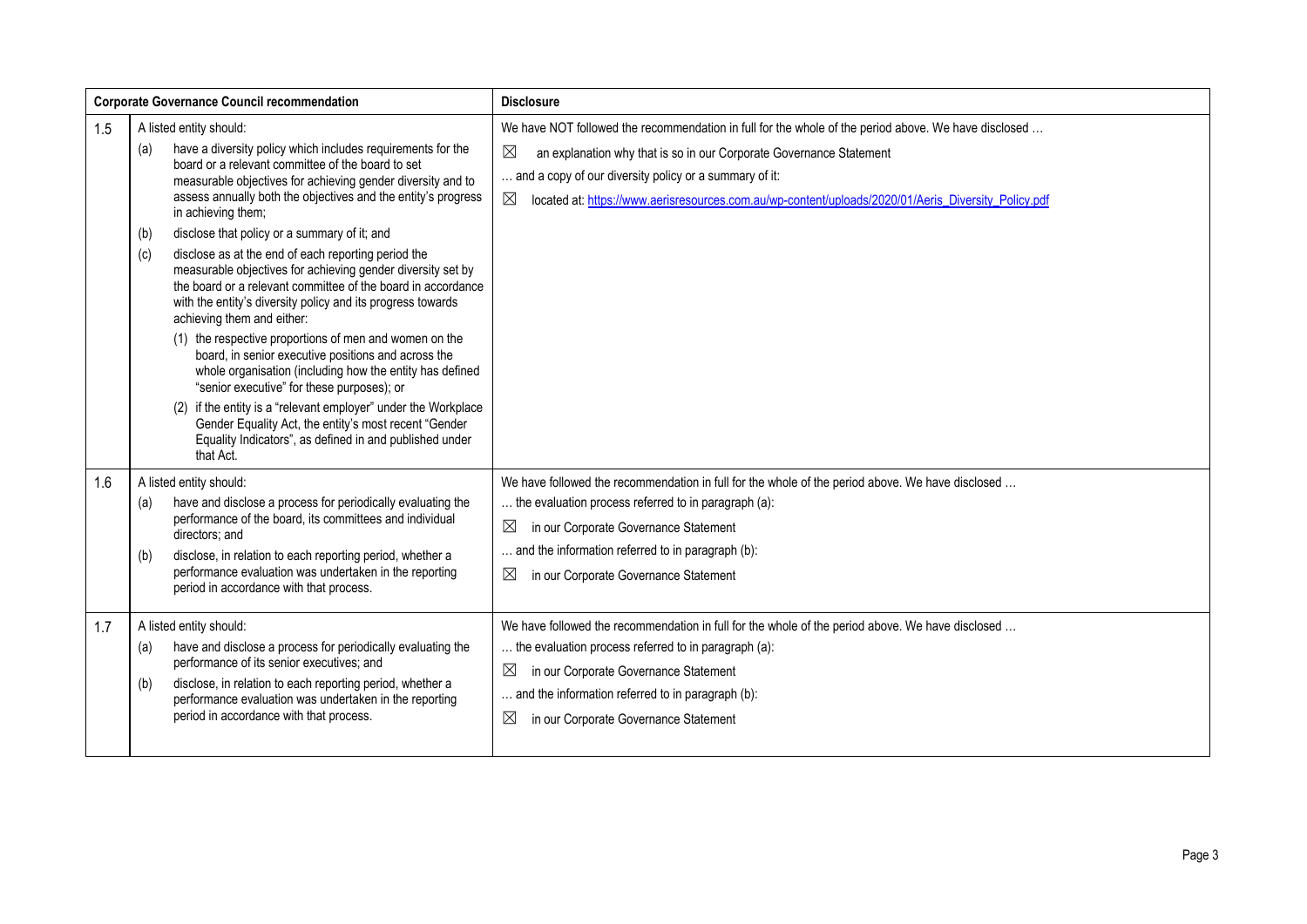| | Corporate Governance Council recommendation | Disclosure |
|---|---|---|
| 1.5 | A listed entity should:<br>(a) have a diversity policy which includes requirements for the board or a relevant committee of the board to set measurable objectives for achieving gender diversity and to assess annually both the objectives and the entity's progress in achieving them;<br>(b) disclose that policy or a summary of it; and<br>(c) disclose as at the end of each reporting period the measurable objectives for achieving gender diversity set by the board or a relevant committee of the board in accordance with the entity's diversity policy and its progress towards achieving them and either:<br>(1) the respective proportions of men and women on the board, in senior executive positions and across the whole organisation (including how the entity has defined "senior executive" for these purposes); or<br>(2) if the entity is a "relevant employer" under the Workplace Gender Equality Act, the entity's most recent "Gender Equality Indicators", as defined in and published under that Act. | We have NOT followed the recommendation in full for the whole of the period above. We have disclosed …<br>☒ an explanation why that is so in our Corporate Governance Statement<br>… and a copy of our diversity policy or a summary of it:<br>☒ located at: https://www.aerisresources.com.au/wp-content/uploads/2020/01/Aeris_Diversity_Policy.pdf |
| 1.6 | A listed entity should:<br>(a) have and disclose a process for periodically evaluating the performance of the board, its committees and individual directors; and<br>(b) disclose, in relation to each reporting period, whether a performance evaluation was undertaken in the reporting period in accordance with that process. | We have followed the recommendation in full for the whole of the period above. We have disclosed …<br>… the evaluation process referred to in paragraph (a):<br>☒ in our Corporate Governance Statement<br>… and the information referred to in paragraph (b):<br>☒ in our Corporate Governance Statement |
| 1.7 | A listed entity should:<br>(a) have and disclose a process for periodically evaluating the performance of its senior executives; and<br>(b) disclose, in relation to each reporting period, whether a performance evaluation was undertaken in the reporting period in accordance with that process. | We have followed the recommendation in full for the whole of the period above. We have disclosed …<br>… the evaluation process referred to in paragraph (a):<br>☒ in our Corporate Governance Statement<br>… and the information referred to in paragraph (b):<br>☒ in our Corporate Governance Statement |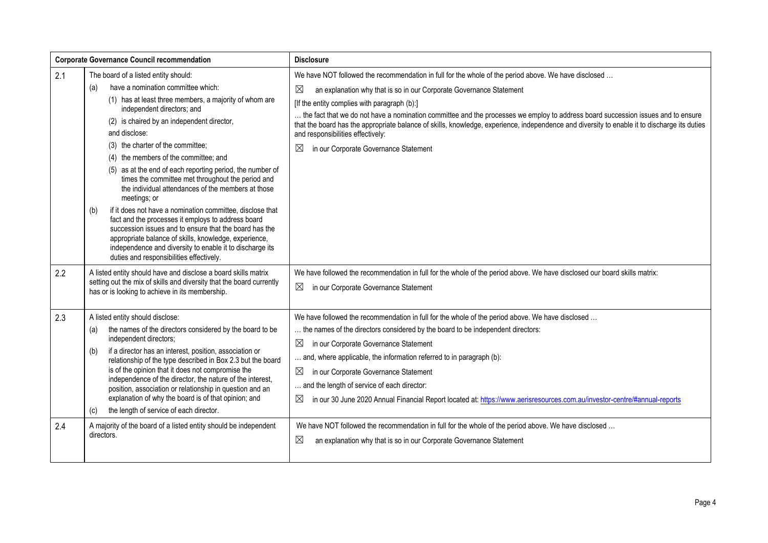| Corporate Governance Council recommendation | | Disclosure |
|---|---|---|
| 2.1 | The board of a listed entity should:<br>(a) have a nomination committee which:<br>(1) has at least three members, a majority of whom are independent directors; and<br>(2) is chaired by an independent director,<br>and disclose:<br>(3) the charter of the committee;<br>(4) the members of the committee; and<br>(5) as at the end of each reporting period, the number of times the committee met throughout the period and the individual attendances of the members at those meetings; or<br>(b) if it does not have a nomination committee, disclose that fact and the processes it employs to address board succession issues and to ensure that the board has the appropriate balance of skills, knowledge, experience, independence and diversity to enable it to discharge its duties and responsibilities effectively. | We have NOT followed the recommendation in full for the whole of the period above. We have disclosed …<br>☒ an explanation why that is so in our Corporate Governance Statement<br>[If the entity complies with paragraph (b):]<br>… the fact that we do not have a nomination committee and the processes we employ to address board succession issues and to ensure that the board has the appropriate balance of skills, knowledge, experience, independence and diversity to enable it to discharge its duties and responsibilities effectively:<br>☒ in our Corporate Governance Statement |
| 2.2 | A listed entity should have and disclose a board skills matrix setting out the mix of skills and diversity that the board currently has or is looking to achieve in its membership. | We have followed the recommendation in full for the whole of the period above. We have disclosed our board skills matrix:<br>☒ in our Corporate Governance Statement |
| 2.3 | A listed entity should disclose:<br>(a) the names of the directors considered by the board to be independent directors;<br>(b) if a director has an interest, position, association or relationship of the type described in Box 2.3 but the board is of the opinion that it does not compromise the independence of the director, the nature of the interest, position, association or relationship in question and an explanation of why the board is of that opinion; and<br>(c) the length of service of each director. | We have followed the recommendation in full for the whole of the period above. We have disclosed …<br>… the names of the directors considered by the board to be independent directors:<br>☒ in our Corporate Governance Statement<br>… and, where applicable, the information referred to in paragraph (b):<br>☒ in our Corporate Governance Statement<br>… and the length of service of each director:<br>☒ in our 30 June 2020 Annual Financial Report located at: https://www.aerisresources.com.au/investor-centre/#annual-reports |
| 2.4 | A majority of the board of a listed entity should be independent directors. | We have NOT followed the recommendation in full for the whole of the period above. We have disclosed …<br>☒ an explanation why that is so in our Corporate Governance Statement |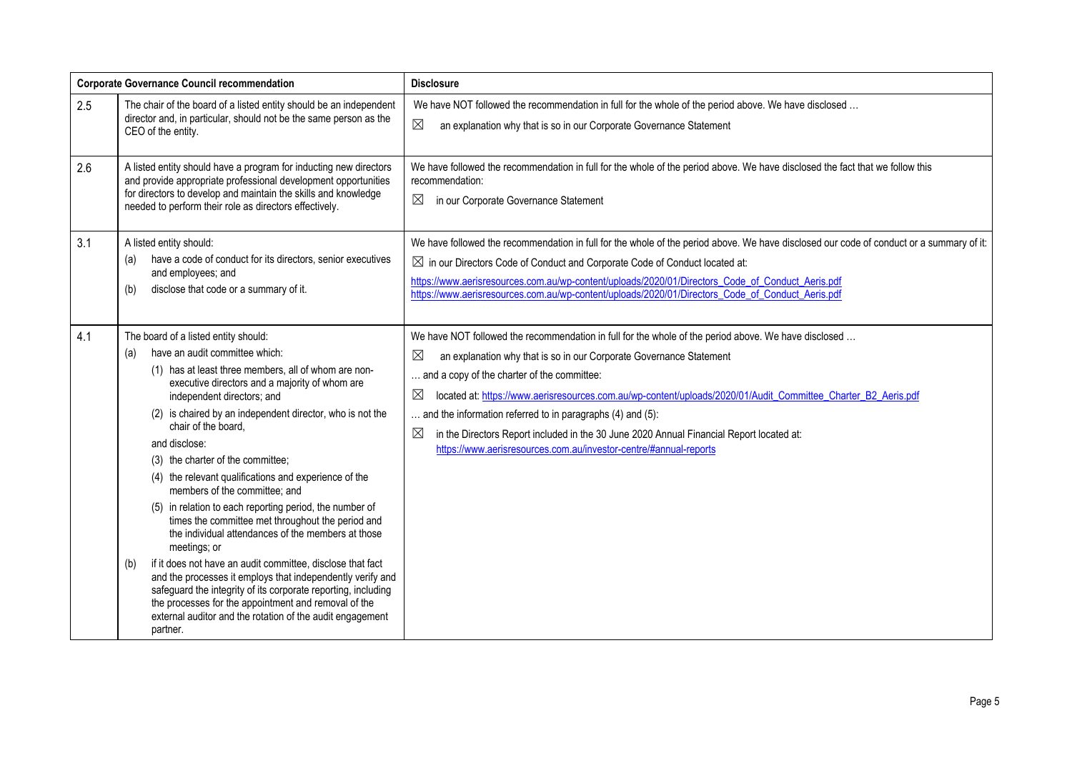| Corporate Governance Council recommendation | | Disclosure |
|---|---|---|
| 2.5 | The chair of the board of a listed entity should be an independent director and, in particular, should not be the same person as the CEO of the entity. | We have NOT followed the recommendation in full for the whole of the period above. We have disclosed …<br>☒ an explanation why that is so in our Corporate Governance Statement |
| 2.6 | A listed entity should have a program for inducting new directors and provide appropriate professional development opportunities for directors to develop and maintain the skills and knowledge needed to perform their role as directors effectively. | We have followed the recommendation in full for the whole of the period above. We have disclosed the fact that we follow this recommendation:<br>☒ in our Corporate Governance Statement |
| 3.1 | A listed entity should:<br>(a) have a code of conduct for its directors, senior executives and employees; and<br>(b) disclose that code or a summary of it. | We have followed the recommendation in full for the whole of the period above. We have disclosed our code of conduct or a summary of it:<br>☒ in our Directors Code of Conduct and Corporate Code of Conduct located at:<br>https://www.aerisresources.com.au/wp-content/uploads/2020/01/Directors_Code_of_Conduct_Aeris.pdf<br>https://www.aerisresources.com.au/wp-content/uploads/2020/01/Directors_Code_of_Conduct_Aeris.pdf |
| 4.1 | The board of a listed entity should:<br>(a) have an audit committee which:<br>(1) has at least three members, all of whom are non-executive directors and a majority of whom are independent directors; and<br>(2) is chaired by an independent director, who is not the chair of the board,<br>and disclose:<br>(3) the charter of the committee;<br>(4) the relevant qualifications and experience of the members of the committee; and<br>(5) in relation to each reporting period, the number of times the committee met throughout the period and the individual attendances of the members at those meetings; or<br>(b) if it does not have an audit committee, disclose that fact and the processes it employs that independently verify and safeguard the integrity of its corporate reporting, including the processes for the appointment and removal of the external auditor and the rotation of the audit engagement partner. | We have NOT followed the recommendation in full for the whole of the period above. We have disclosed …<br>☒ an explanation why that is so in our Corporate Governance Statement<br>… and a copy of the charter of the committee:<br>☒ located at: https://www.aerisresources.com.au/wp-content/uploads/2020/01/Audit_Committee_Charter_B2_Aeris.pdf<br>… and the information referred to in paragraphs (4) and (5):<br>☒ in the Directors Report included in the 30 June 2020 Annual Financial Report located at:<br>https://www.aerisresources.com.au/investor-centre/#annual-reports |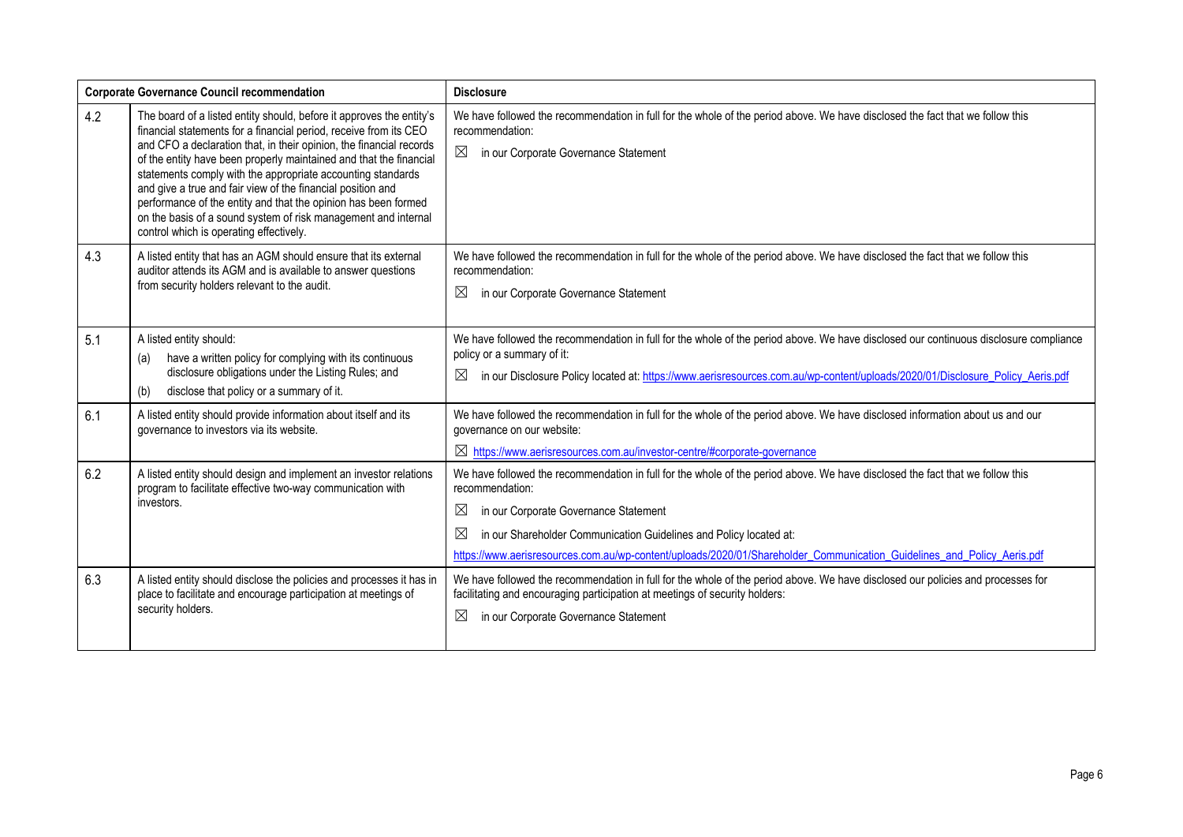| Corporate Governance Council recommendation | | Disclosure |
|---|---|---|
| 4.2 | The board of a listed entity should, before it approves the entity's financial statements for a financial period, receive from its CEO and CFO a declaration that, in their opinion, the financial records of the entity have been properly maintained and that the financial statements comply with the appropriate accounting standards and give a true and fair view of the financial position and performance of the entity and that the opinion has been formed on the basis of a sound system of risk management and internal control which is operating effectively. | We have followed the recommendation in full for the whole of the period above. We have disclosed the fact that we follow this recommendation:<br>☒ in our Corporate Governance Statement |
| 4.3 | A listed entity that has an AGM should ensure that its external auditor attends its AGM and is available to answer questions from security holders relevant to the audit. | We have followed the recommendation in full for the whole of the period above. We have disclosed the fact that we follow this recommendation:<br>☒ in our Corporate Governance Statement |
| 5.1 | A listed entity should:<br>(a) have a written policy for complying with its continuous disclosure obligations under the Listing Rules; and<br>(b) disclose that policy or a summary of it. | We have followed the recommendation in full for the whole of the period above. We have disclosed our continuous disclosure compliance policy or a summary of it:<br>☒ in our Disclosure Policy located at: https://www.aerisresources.com.au/wp-content/uploads/2020/01/Disclosure_Policy_Aeris.pdf |
| 6.1 | A listed entity should provide information about itself and its governance to investors via its website. | We have followed the recommendation in full for the whole of the period above. We have disclosed information about us and our governance on our website:<br>☒ https://www.aerisresources.com.au/investor-centre/#corporate-governance |
| 6.2 | A listed entity should design and implement an investor relations program to facilitate effective two-way communication with investors. | We have followed the recommendation in full for the whole of the period above. We have disclosed the fact that we follow this recommendation:<br>☒ in our Corporate Governance Statement<br>☒ in our Shareholder Communication Guidelines and Policy located at:<br>https://www.aerisresources.com.au/wp-content/uploads/2020/01/Shareholder_Communication_Guidelines_and_Policy_Aeris.pdf |
| 6.3 | A listed entity should disclose the policies and processes it has in place to facilitate and encourage participation at meetings of security holders. | We have followed the recommendation in full for the whole of the period above. We have disclosed our policies and processes for facilitating and encouraging participation at meetings of security holders:<br>☒ in our Corporate Governance Statement |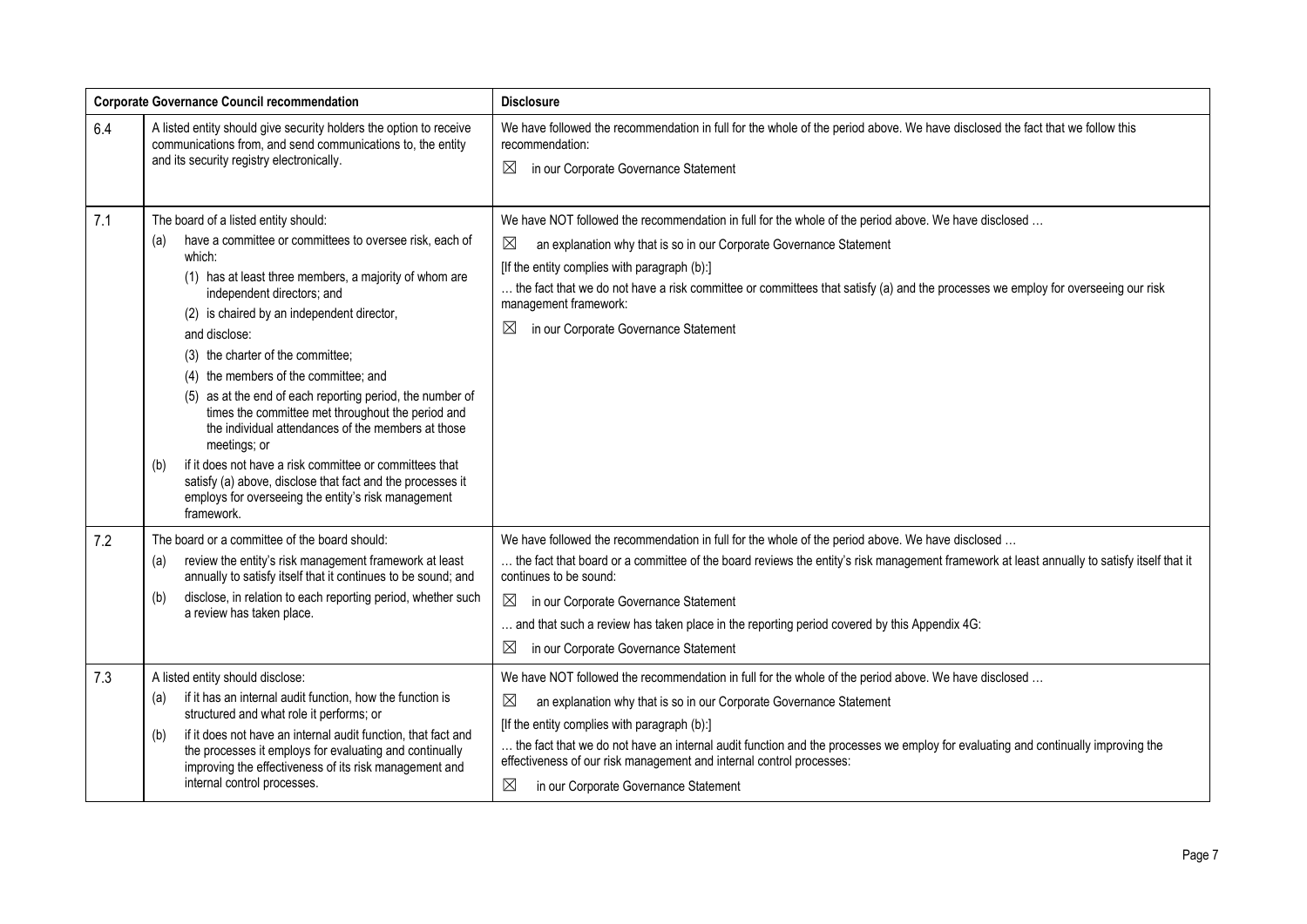| Corporate Governance Council recommendation | | Disclosure |
|---|---|---|
| 6.4 | A listed entity should give security holders the option to receive communications from, and send communications to, the entity and its security registry electronically. | We have followed the recommendation in full for the whole of the period above. We have disclosed the fact that we follow this recommendation:<br>☒ in our Corporate Governance Statement |
| 7.1 | The board of a listed entity should:<br>(a) have a committee or committees to oversee risk, each of which:<br>(1) has at least three members, a majority of whom are independent directors; and<br>(2) is chaired by an independent director,<br>and disclose:<br>(3) the charter of the committee;<br>(4) the members of the committee; and<br>(5) as at the end of each reporting period, the number of times the committee met throughout the period and the individual attendances of the members at those meetings; or<br>(b) if it does not have a risk committee or committees that satisfy (a) above, disclose that fact and the processes it employs for overseeing the entity's risk management framework. | We have NOT followed the recommendation in full for the whole of the period above. We have disclosed …<br>☒ an explanation why that is so in our Corporate Governance Statement<br>[If the entity complies with paragraph (b):]<br>… the fact that we do not have a risk committee or committees that satisfy (a) and the processes we employ for overseeing our risk management framework:<br>☒ in our Corporate Governance Statement |
| 7.2 | The board or a committee of the board should:<br>(a) review the entity's risk management framework at least annually to satisfy itself that it continues to be sound; and<br>(b) disclose, in relation to each reporting period, whether such a review has taken place. | We have followed the recommendation in full for the whole of the period above. We have disclosed …<br>… the fact that board or a committee of the board reviews the entity's risk management framework at least annually to satisfy itself that it continues to be sound:<br>☒ in our Corporate Governance Statement<br>… and that such a review has taken place in the reporting period covered by this Appendix 4G:<br>☒ in our Corporate Governance Statement |
| 7.3 | A listed entity should disclose:<br>(a) if it has an internal audit function, how the function is structured and what role it performs; or<br>(b) if it does not have an internal audit function, that fact and the processes it employs for evaluating and continually improving the effectiveness of its risk management and internal control processes. | We have NOT followed the recommendation in full for the whole of the period above. We have disclosed …<br>☒ an explanation why that is so in our Corporate Governance Statement<br>[If the entity complies with paragraph (b):]<br>… the fact that we do not have an internal audit function and the processes we employ for evaluating and continually improving the effectiveness of our risk management and internal control processes:<br>☒ in our Corporate Governance Statement |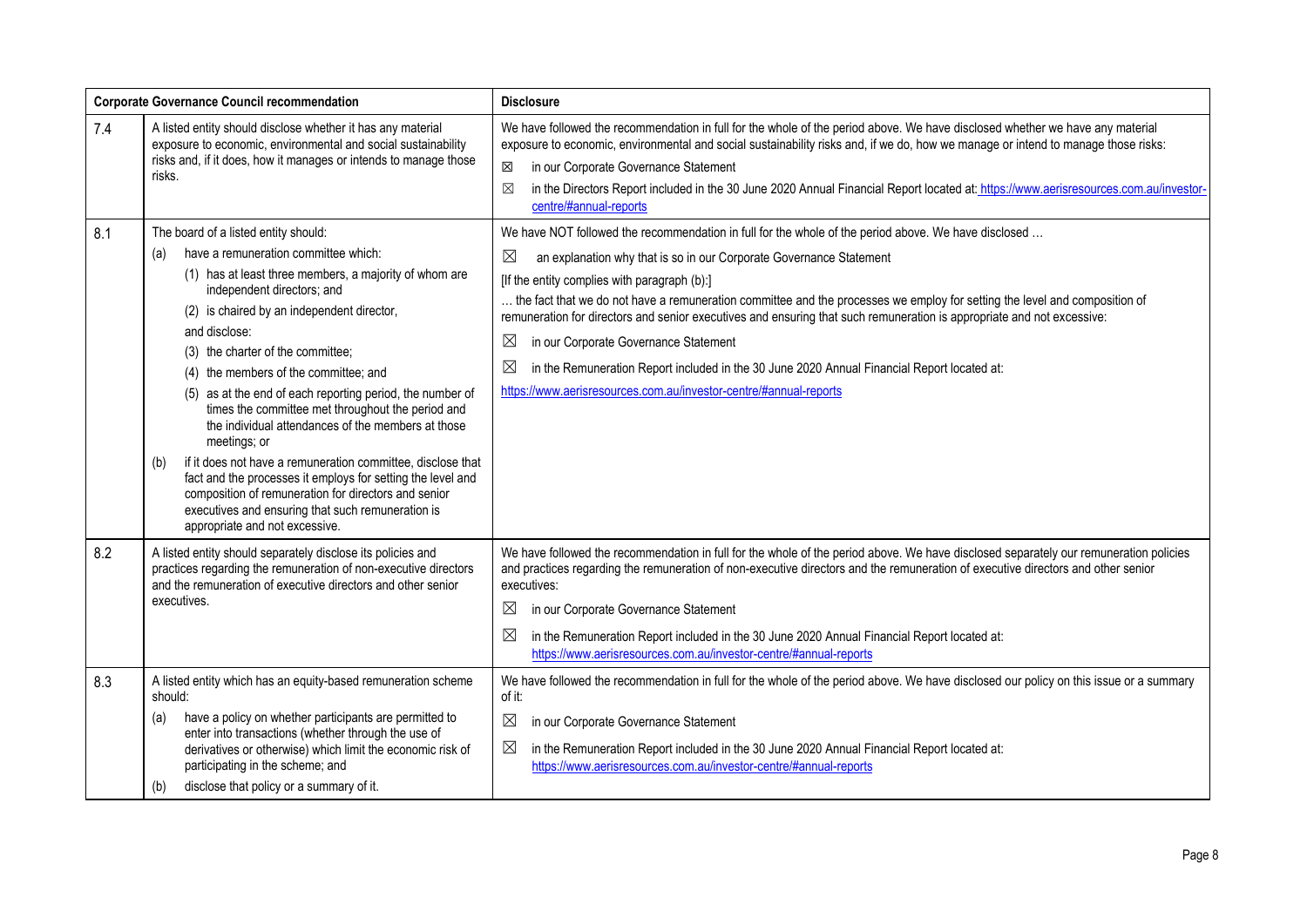| Corporate Governance Council recommendation | | Disclosure |
|---|---|---|
| 7.4 | A listed entity should disclose whether it has any material exposure to economic, environmental and social sustainability risks and, if it does, how it manages or intends to manage those risks. | We have followed the recommendation in full for the whole of the period above. We have disclosed whether we have any material exposure to economic, environmental and social sustainability risks and, if we do, how we manage or intend to manage those risks:<br>☒ in our Corporate Governance Statement<br>☒ in the Directors Report included in the 30 June 2020 Annual Financial Report located at: https://www.aerisresources.com.au/investor-centre/#annual-reports |
| 8.1 | The board of a listed entity should:<br>(a) have a remuneration committee which:<br>(1) has at least three members, a majority of whom are independent directors; and<br>(2) is chaired by an independent director,<br>and disclose:<br>(3) the charter of the committee;<br>(4) the members of the committee; and<br>(5) as at the end of each reporting period, the number of times the committee met throughout the period and the individual attendances of the members at those meetings; or<br>(b) if it does not have a remuneration committee, disclose that fact and the processes it employs for setting the level and composition of remuneration for directors and senior executives and ensuring that such remuneration is appropriate and not excessive. | We have NOT followed the recommendation in full for the whole of the period above. We have disclosed …<br>☒ an explanation why that is so in our Corporate Governance Statement<br>[If the entity complies with paragraph (b):]<br>… the fact that we do not have a remuneration committee and the processes we employ for setting the level and composition of remuneration for directors and senior executives and ensuring that such remuneration is appropriate and not excessive:<br>☒ in our Corporate Governance Statement<br>☒ in the Remuneration Report included in the 30 June 2020 Annual Financial Report located at:<br>https://www.aerisresources.com.au/investor-centre/#annual-reports |
| 8.2 | A listed entity should separately disclose its policies and practices regarding the remuneration of non-executive directors and the remuneration of executive directors and other senior executives. | We have followed the recommendation in full for the whole of the period above. We have disclosed separately our remuneration policies and practices regarding the remuneration of non-executive directors and the remuneration of executive directors and other senior executives:<br>☒ in our Corporate Governance Statement<br>☒ in the Remuneration Report included in the 30 June 2020 Annual Financial Report located at: https://www.aerisresources.com.au/investor-centre/#annual-reports |
| 8.3 | A listed entity which has an equity-based remuneration scheme should:<br>(a) have a policy on whether participants are permitted to enter into transactions (whether through the use of derivatives or otherwise) which limit the economic risk of participating in the scheme; and<br>(b) disclose that policy or a summary of it. | We have followed the recommendation in full for the whole of the period above. We have disclosed our policy on this issue or a summary of it:<br>☒ in our Corporate Governance Statement<br>☒ in the Remuneration Report included in the 30 June 2020 Annual Financial Report located at: https://www.aerisresources.com.au/investor-centre/#annual-reports |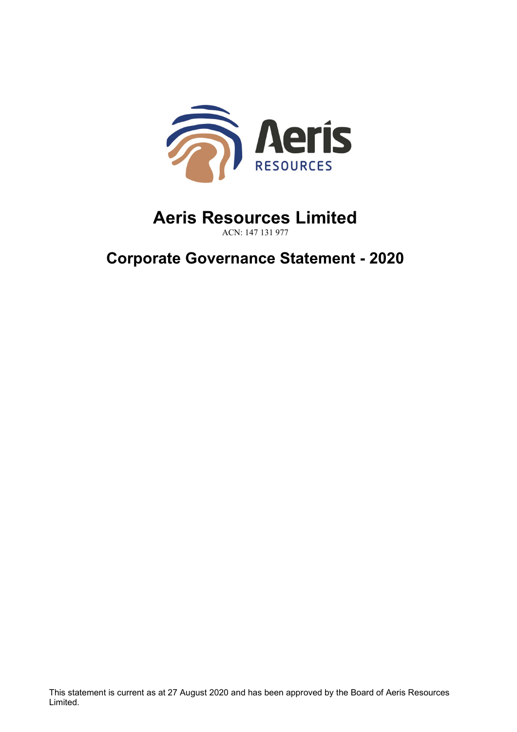# Aeris Resources Limited

ACN: 147 131 977

## Corporate Governance Statement - 2020

This statement is current as at 27 August 2020 and has been approved by the Board of Aeris Resources Limited.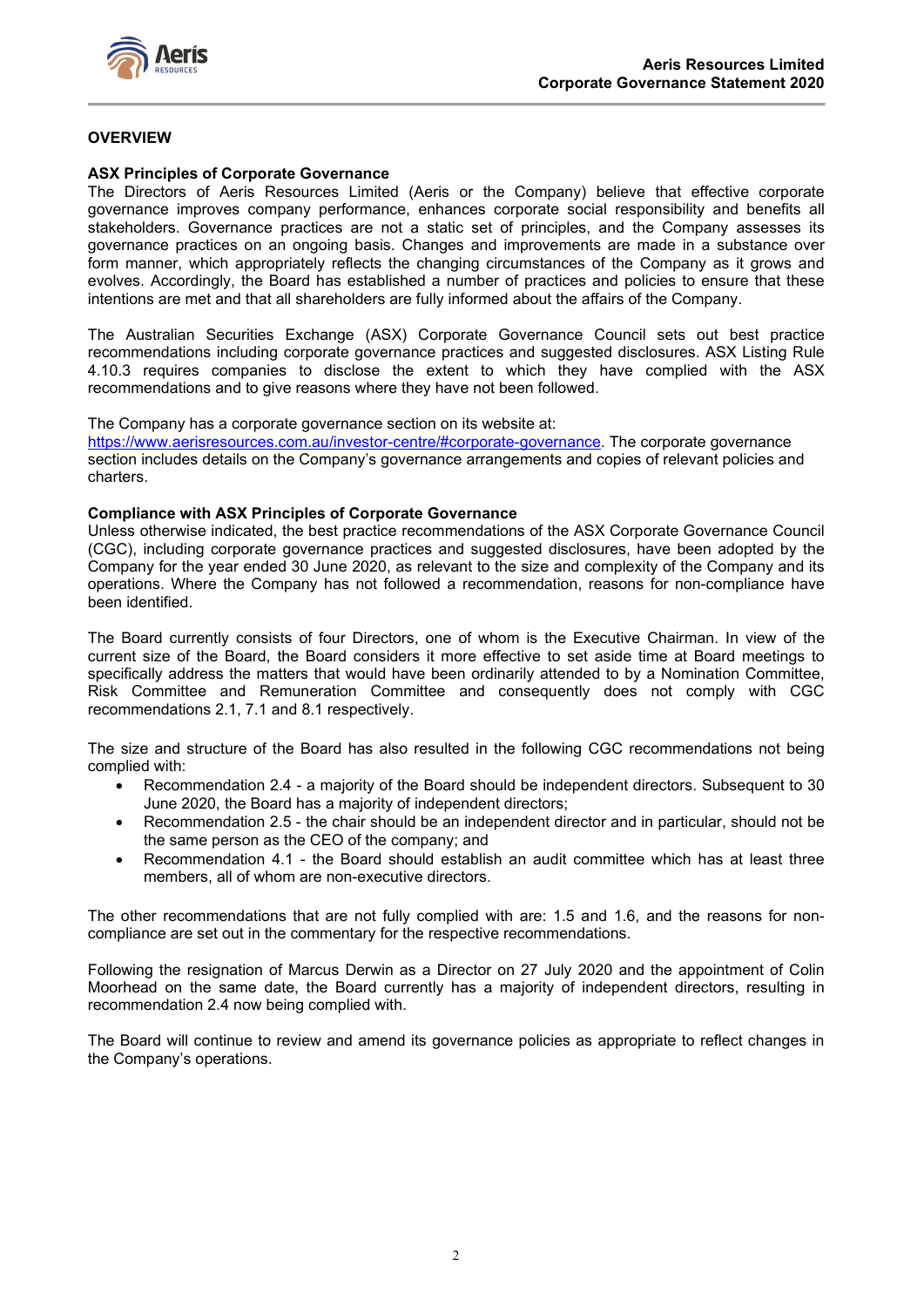## OVERVIEW

### ASX Principles of Corporate Governance

The Directors of Aeris Resources Limited (Aeris or the Company) believe that effective corporate governance improves company performance, enhances corporate social responsibility and benefits all stakeholders. Governance practices are not a static set of principles, and the Company assesses its governance practices on an ongoing basis. Changes and improvements are made in a substance over form manner, which appropriately reflects the changing circumstances of the Company as it grows and evolves. Accordingly, the Board has established a number of practices and policies to ensure that these intentions are met and that all shareholders are fully informed about the affairs of the Company.

The Australian Securities Exchange (ASX) Corporate Governance Council sets out best practice recommendations including corporate governance practices and suggested disclosures. ASX Listing Rule 4.10.3 requires companies to disclose the extent to which they have complied with the ASX recommendations and to give reasons where they have not been followed.

The Company has a corporate governance section on its website at:
https://www.aerisresources.com.au/investor-centre/#corporate-governance. The corporate governance section includes details on the Company's governance arrangements and copies of relevant policies and charters.

### Compliance with ASX Principles of Corporate Governance

Unless otherwise indicated, the best practice recommendations of the ASX Corporate Governance Council (CGC), including corporate governance practices and suggested disclosures, have been adopted by the Company for the year ended 30 June 2020, as relevant to the size and complexity of the Company and its operations. Where the Company has not followed a recommendation, reasons for non-compliance have been identified.

The Board currently consists of four Directors, one of whom is the Executive Chairman. In view of the current size of the Board, the Board considers it more effective to set aside time at Board meetings to specifically address the matters that would have been ordinarily attended to by a Nomination Committee, Risk Committee and Remuneration Committee and consequently does not comply with CGC recommendations 2.1, 7.1 and 8.1 respectively.

The size and structure of the Board has also resulted in the following CGC recommendations not being complied with:

- Recommendation 2.4 - a majority of the Board should be independent directors. Subsequent to 30 June 2020, the Board has a majority of independent directors;
- Recommendation 2.5 - the chair should be an independent director and in particular, should not be the same person as the CEO of the company; and
- Recommendation 4.1 - the Board should establish an audit committee which has at least three members, all of whom are non-executive directors.

The other recommendations that are not fully complied with are: 1.5 and 1.6, and the reasons for non-compliance are set out in the commentary for the respective recommendations.

Following the resignation of Marcus Derwin as a Director on 27 July 2020 and the appointment of Colin Moorhead on the same date, the Board currently has a majority of independent directors, resulting in recommendation 2.4 now being complied with.

The Board will continue to review and amend its governance policies as appropriate to reflect changes in the Company's operations.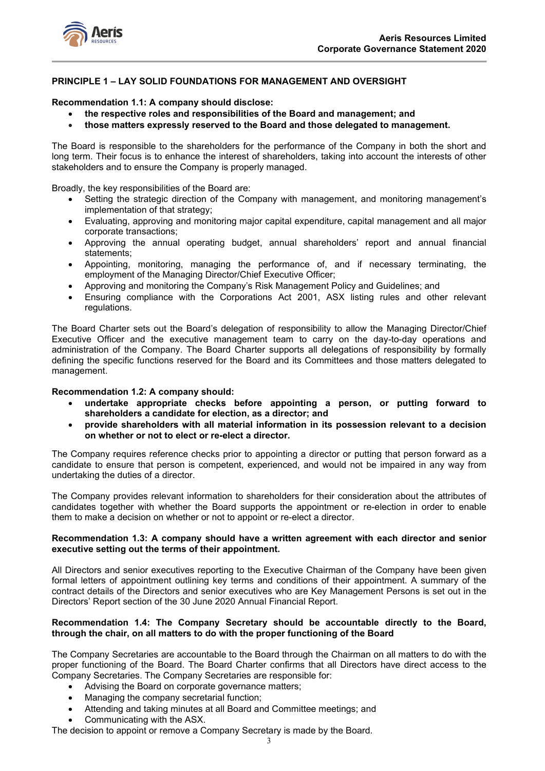## PRINCIPLE 1 – LAY SOLID FOUNDATIONS FOR MANAGEMENT AND OVERSIGHT

**Recommendation 1.1: A company should disclose:**

- **the respective roles and responsibilities of the Board and management; and**
- **those matters expressly reserved to the Board and those delegated to management.**

The Board is responsible to the shareholders for the performance of the Company in both the short and long term. Their focus is to enhance the interest of shareholders, taking into account the interests of other stakeholders and to ensure the Company is properly managed.

Broadly, the key responsibilities of the Board are:

- Setting the strategic direction of the Company with management, and monitoring management's implementation of that strategy;
- Evaluating, approving and monitoring major capital expenditure, capital management and all major corporate transactions;
- Approving the annual operating budget, annual shareholders' report and annual financial statements;
- Appointing, monitoring, managing the performance of, and if necessary terminating, the employment of the Managing Director/Chief Executive Officer;
- Approving and monitoring the Company's Risk Management Policy and Guidelines; and
- Ensuring compliance with the Corporations Act 2001, ASX listing rules and other relevant regulations.

The Board Charter sets out the Board's delegation of responsibility to allow the Managing Director/Chief Executive Officer and the executive management team to carry on the day-to-day operations and administration of the Company. The Board Charter supports all delegations of responsibility by formally defining the specific functions reserved for the Board and its Committees and those matters delegated to management.

**Recommendation 1.2: A company should:**

- **undertake appropriate checks before appointing a person, or putting forward to shareholders a candidate for election, as a director; and**
- **provide shareholders with all material information in its possession relevant to a decision on whether or not to elect or re-elect a director.**

The Company requires reference checks prior to appointing a director or putting that person forward as a candidate to ensure that person is competent, experienced, and would not be impaired in any way from undertaking the duties of a director.

The Company provides relevant information to shareholders for their consideration about the attributes of candidates together with whether the Board supports the appointment or re-election in order to enable them to make a decision on whether or not to appoint or re-elect a director.

**Recommendation 1.3: A company should have a written agreement with each director and senior executive setting out the terms of their appointment.**

All Directors and senior executives reporting to the Executive Chairman of the Company have been given formal letters of appointment outlining key terms and conditions of their appointment. A summary of the contract details of the Directors and senior executives who are Key Management Persons is set out in the Directors' Report section of the 30 June 2020 Annual Financial Report.

**Recommendation 1.4: The Company Secretary should be accountable directly to the Board, through the chair, on all matters to do with the proper functioning of the Board**

The Company Secretaries are accountable to the Board through the Chairman on all matters to do with the proper functioning of the Board. The Board Charter confirms that all Directors have direct access to the Company Secretaries. The Company Secretaries are responsible for:

- Advising the Board on corporate governance matters;
- Managing the company secretarial function;
- Attending and taking minutes at all Board and Committee meetings; and
- Communicating with the ASX.

The decision to appoint or remove a Company Secretary is made by the Board.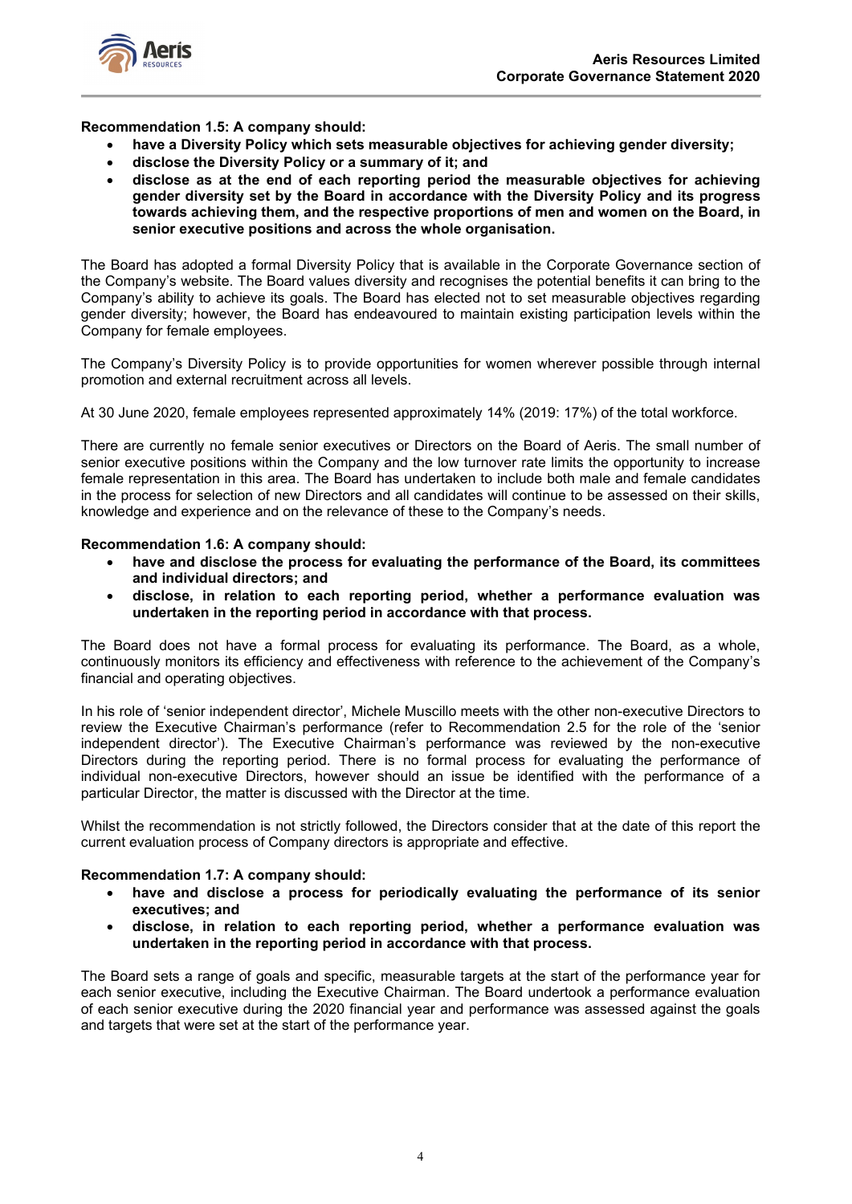**Recommendation 1.5: A company should:**

- **have a Diversity Policy which sets measurable objectives for achieving gender diversity;**
- **disclose the Diversity Policy or a summary of it; and**
- **disclose as at the end of each reporting period the measurable objectives for achieving gender diversity set by the Board in accordance with the Diversity Policy and its progress towards achieving them, and the respective proportions of men and women on the Board, in senior executive positions and across the whole organisation.**

The Board has adopted a formal Diversity Policy that is available in the Corporate Governance section of the Company's website. The Board values diversity and recognises the potential benefits it can bring to the Company's ability to achieve its goals. The Board has elected not to set measurable objectives regarding gender diversity; however, the Board has endeavoured to maintain existing participation levels within the Company for female employees.

The Company's Diversity Policy is to provide opportunities for women wherever possible through internal promotion and external recruitment across all levels.

At 30 June 2020, female employees represented approximately 14% (2019: 17%) of the total workforce.

There are currently no female senior executives or Directors on the Board of Aeris. The small number of senior executive positions within the Company and the low turnover rate limits the opportunity to increase female representation in this area. The Board has undertaken to include both male and female candidates in the process for selection of new Directors and all candidates will continue to be assessed on their skills, knowledge and experience and on the relevance of these to the Company's needs.

**Recommendation 1.6: A company should:**

- **have and disclose the process for evaluating the performance of the Board, its committees and individual directors; and**
- **disclose, in relation to each reporting period, whether a performance evaluation was undertaken in the reporting period in accordance with that process.**

The Board does not have a formal process for evaluating its performance. The Board, as a whole, continuously monitors its efficiency and effectiveness with reference to the achievement of the Company's financial and operating objectives.

In his role of 'senior independent director', Michele Muscillo meets with the other non-executive Directors to review the Executive Chairman's performance (refer to Recommendation 2.5 for the role of the 'senior independent director'). The Executive Chairman's performance was reviewed by the non-executive Directors during the reporting period. There is no formal process for evaluating the performance of individual non-executive Directors, however should an issue be identified with the performance of a particular Director, the matter is discussed with the Director at the time.

Whilst the recommendation is not strictly followed, the Directors consider that at the date of this report the current evaluation process of Company directors is appropriate and effective.

**Recommendation 1.7: A company should:**

- **have and disclose a process for periodically evaluating the performance of its senior executives; and**
- **disclose, in relation to each reporting period, whether a performance evaluation was undertaken in the reporting period in accordance with that process.**

The Board sets a range of goals and specific, measurable targets at the start of the performance year for each senior executive, including the Executive Chairman. The Board undertook a performance evaluation of each senior executive during the 2020 financial year and performance was assessed against the goals and targets that were set at the start of the performance year.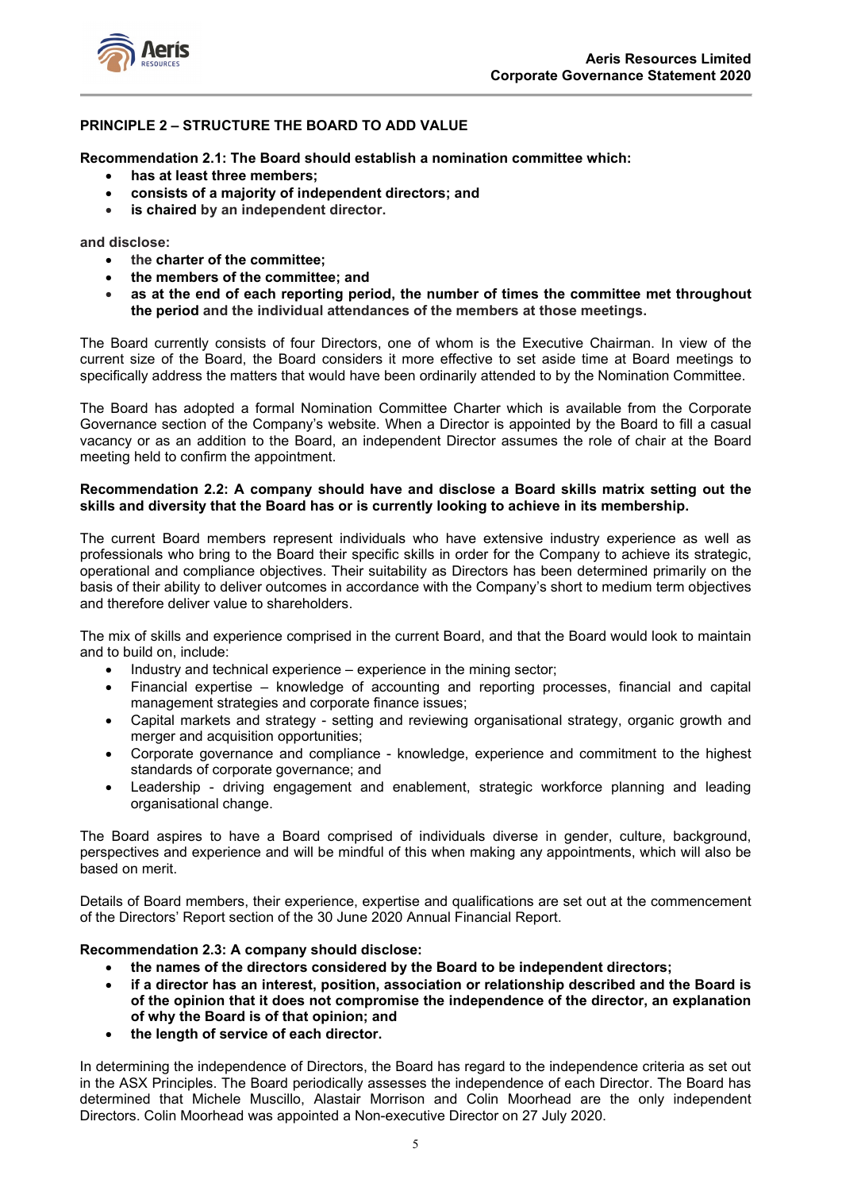## PRINCIPLE 2 – STRUCTURE THE BOARD TO ADD VALUE

**Recommendation 2.1: The Board should establish a nomination committee which:**

- **has at least three members;**
- **consists of a majority of independent directors; and**
- **is chaired by an independent director.**

**and disclose:**

- **the charter of the committee;**
- **the members of the committee; and**
- **as at the end of each reporting period, the number of times the committee met throughout the period and the individual attendances of the members at those meetings.**

The Board currently consists of four Directors, one of whom is the Executive Chairman. In view of the current size of the Board, the Board considers it more effective to set aside time at Board meetings to specifically address the matters that would have been ordinarily attended to by the Nomination Committee.

The Board has adopted a formal Nomination Committee Charter which is available from the Corporate Governance section of the Company's website. When a Director is appointed by the Board to fill a casual vacancy or as an addition to the Board, an independent Director assumes the role of chair at the Board meeting held to confirm the appointment.

**Recommendation 2.2: A company should have and disclose a Board skills matrix setting out the skills and diversity that the Board has or is currently looking to achieve in its membership.**

The current Board members represent individuals who have extensive industry experience as well as professionals who bring to the Board their specific skills in order for the Company to achieve its strategic, operational and compliance objectives. Their suitability as Directors has been determined primarily on the basis of their ability to deliver outcomes in accordance with the Company's short to medium term objectives and therefore deliver value to shareholders.

The mix of skills and experience comprised in the current Board, and that the Board would look to maintain and to build on, include:

- Industry and technical experience – experience in the mining sector;
- Financial expertise – knowledge of accounting and reporting processes, financial and capital management strategies and corporate finance issues;
- Capital markets and strategy - setting and reviewing organisational strategy, organic growth and merger and acquisition opportunities;
- Corporate governance and compliance - knowledge, experience and commitment to the highest standards of corporate governance; and
- Leadership - driving engagement and enablement, strategic workforce planning and leading organisational change.

The Board aspires to have a Board comprised of individuals diverse in gender, culture, background, perspectives and experience and will be mindful of this when making any appointments, which will also be based on merit.

Details of Board members, their experience, expertise and qualifications are set out at the commencement of the Directors' Report section of the 30 June 2020 Annual Financial Report.

**Recommendation 2.3: A company should disclose:**

- **the names of the directors considered by the Board to be independent directors;**
- **if a director has an interest, position, association or relationship described and the Board is of the opinion that it does not compromise the independence of the director, an explanation of why the Board is of that opinion; and**
- **the length of service of each director.**

In determining the independence of Directors, the Board has regard to the independence criteria as set out in the ASX Principles. The Board periodically assesses the independence of each Director. The Board has determined that Michele Muscillo, Alastair Morrison and Colin Moorhead are the only independent Directors. Colin Moorhead was appointed a Non-executive Director on 27 July 2020.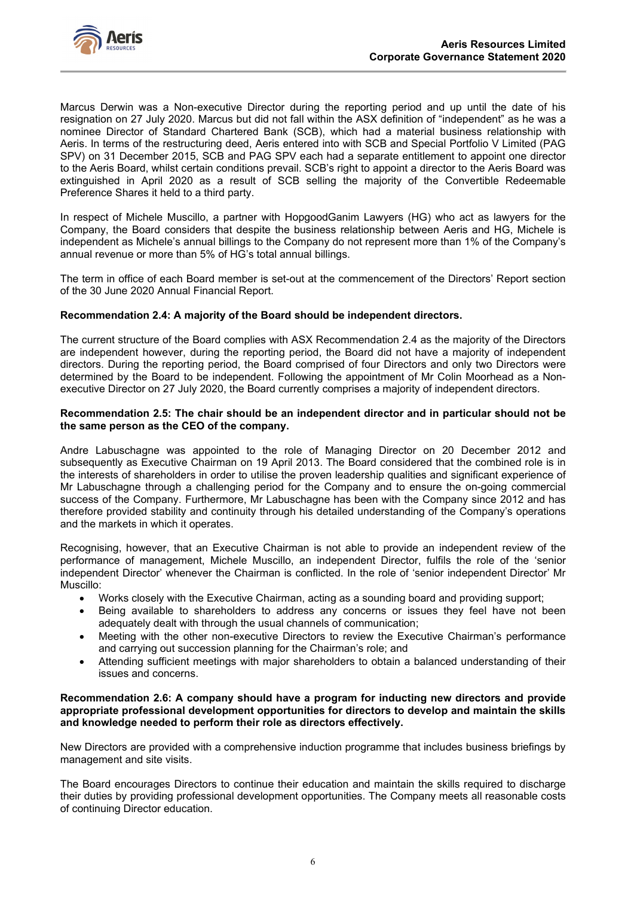Marcus Derwin was a Non-executive Director during the reporting period and up until the date of his resignation on 27 July 2020. Marcus but did not fall within the ASX definition of "independent" as he was a nominee Director of Standard Chartered Bank (SCB), which had a material business relationship with Aeris. In terms of the restructuring deed, Aeris entered into with SCB and Special Portfolio V Limited (PAG SPV) on 31 December 2015, SCB and PAG SPV each had a separate entitlement to appoint one director to the Aeris Board, whilst certain conditions prevail. SCB's right to appoint a director to the Aeris Board was extinguished in April 2020 as a result of SCB selling the majority of the Convertible Redeemable Preference Shares it held to a third party.

In respect of Michele Muscillo, a partner with HopgoodGanim Lawyers (HG) who act as lawyers for the Company, the Board considers that despite the business relationship between Aeris and HG, Michele is independent as Michele's annual billings to the Company do not represent more than 1% of the Company's annual revenue or more than 5% of HG's total annual billings.

The term in office of each Board member is set-out at the commencement of the Directors' Report section of the 30 June 2020 Annual Financial Report.

**Recommendation 2.4: A majority of the Board should be independent directors.**

The current structure of the Board complies with ASX Recommendation 2.4 as the majority of the Directors are independent however, during the reporting period, the Board did not have a majority of independent directors. During the reporting period, the Board comprised of four Directors and only two Directors were determined by the Board to be independent. Following the appointment of Mr Colin Moorhead as a Non-executive Director on 27 July 2020, the Board currently comprises a majority of independent directors.

**Recommendation 2.5: The chair should be an independent director and in particular should not be the same person as the CEO of the company.**

Andre Labuschagne was appointed to the role of Managing Director on 20 December 2012 and subsequently as Executive Chairman on 19 April 2013. The Board considered that the combined role is in the interests of shareholders in order to utilise the proven leadership qualities and significant experience of Mr Labuschagne through a challenging period for the Company and to ensure the on-going commercial success of the Company. Furthermore, Mr Labuschagne has been with the Company since 2012 and has therefore provided stability and continuity through his detailed understanding of the Company's operations and the markets in which it operates.

Recognising, however, that an Executive Chairman is not able to provide an independent review of the performance of management, Michele Muscillo, an independent Director, fulfils the role of the 'senior independent Director' whenever the Chairman is conflicted. In the role of 'senior independent Director' Mr Muscillo:

- Works closely with the Executive Chairman, acting as a sounding board and providing support;
- Being available to shareholders to address any concerns or issues they feel have not been adequately dealt with through the usual channels of communication;
- Meeting with the other non-executive Directors to review the Executive Chairman's performance and carrying out succession planning for the Chairman's role; and
- Attending sufficient meetings with major shareholders to obtain a balanced understanding of their issues and concerns.

**Recommendation 2.6: A company should have a program for inducting new directors and provide appropriate professional development opportunities for directors to develop and maintain the skills and knowledge needed to perform their role as directors effectively.**

New Directors are provided with a comprehensive induction programme that includes business briefings by management and site visits.

The Board encourages Directors to continue their education and maintain the skills required to discharge their duties by providing professional development opportunities. The Company meets all reasonable costs of continuing Director education.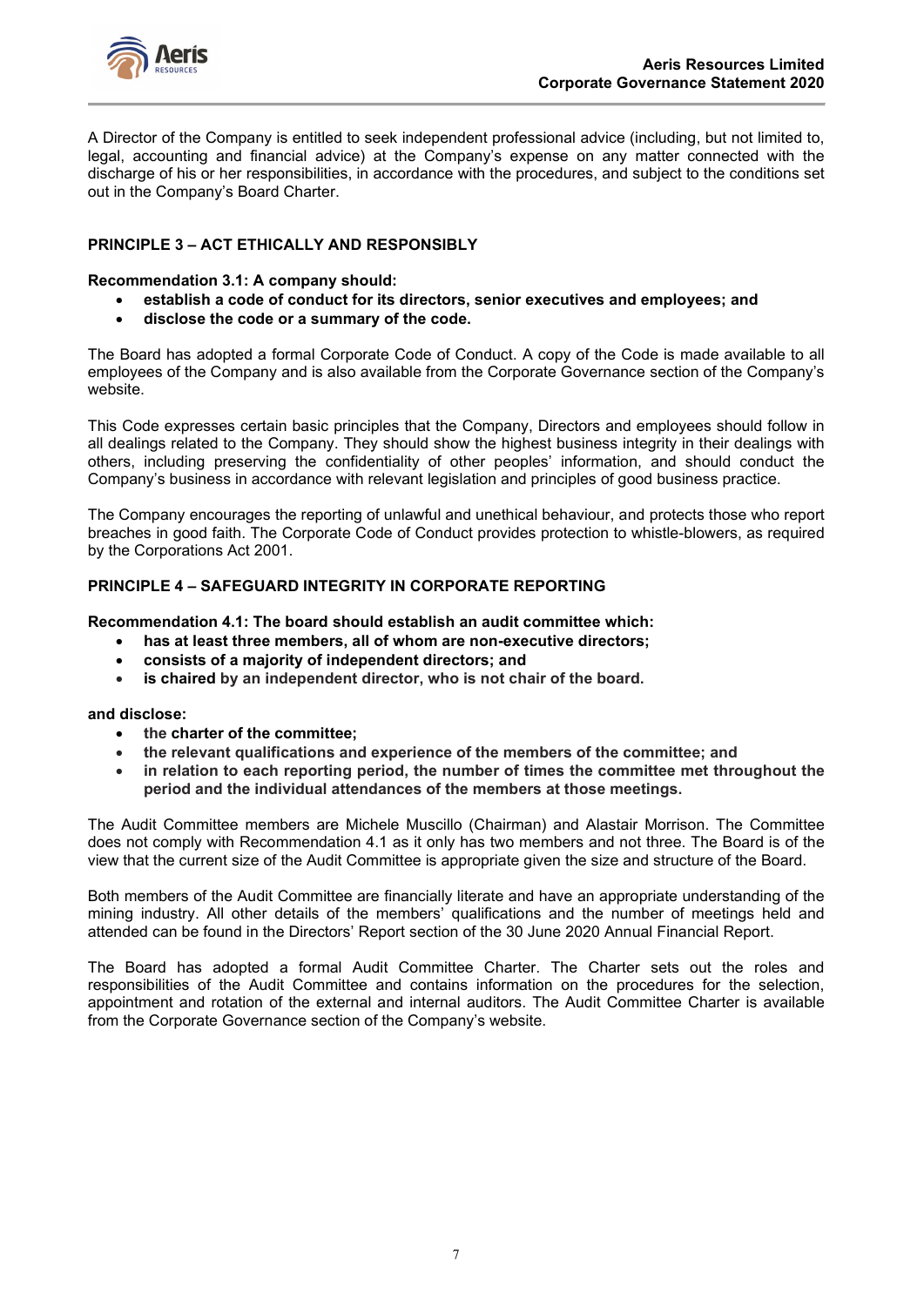A Director of the Company is entitled to seek independent professional advice (including, but not limited to, legal, accounting and financial advice) at the Company's expense on any matter connected with the discharge of his or her responsibilities, in accordance with the procedures, and subject to the conditions set out in the Company's Board Charter.

## PRINCIPLE 3 – ACT ETHICALLY AND RESPONSIBLY

**Recommendation 3.1: A company should:**

- **establish a code of conduct for its directors, senior executives and employees; and**
- **disclose the code or a summary of the code.**

The Board has adopted a formal Corporate Code of Conduct. A copy of the Code is made available to all employees of the Company and is also available from the Corporate Governance section of the Company's website.

This Code expresses certain basic principles that the Company, Directors and employees should follow in all dealings related to the Company. They should show the highest business integrity in their dealings with others, including preserving the confidentiality of other peoples' information, and should conduct the Company's business in accordance with relevant legislation and principles of good business practice.

The Company encourages the reporting of unlawful and unethical behaviour, and protects those who report breaches in good faith. The Corporate Code of Conduct provides protection to whistle-blowers, as required by the Corporations Act 2001.

## PRINCIPLE 4 – SAFEGUARD INTEGRITY IN CORPORATE REPORTING

**Recommendation 4.1: The board should establish an audit committee which:**

- **has at least three members, all of whom are non-executive directors;**
- **consists of a majority of independent directors; and**
- **is chaired by an independent director, who is not chair of the board.**

**and disclose:**

- **the charter of the committee;**
- **the relevant qualifications and experience of the members of the committee; and**
- **in relation to each reporting period, the number of times the committee met throughout the period and the individual attendances of the members at those meetings.**

The Audit Committee members are Michele Muscillo (Chairman) and Alastair Morrison. The Committee does not comply with Recommendation 4.1 as it only has two members and not three. The Board is of the view that the current size of the Audit Committee is appropriate given the size and structure of the Board.

Both members of the Audit Committee are financially literate and have an appropriate understanding of the mining industry. All other details of the members' qualifications and the number of meetings held and attended can be found in the Directors' Report section of the 30 June 2020 Annual Financial Report.

The Board has adopted a formal Audit Committee Charter. The Charter sets out the roles and responsibilities of the Audit Committee and contains information on the procedures for the selection, appointment and rotation of the external and internal auditors. The Audit Committee Charter is available from the Corporate Governance section of the Company's website.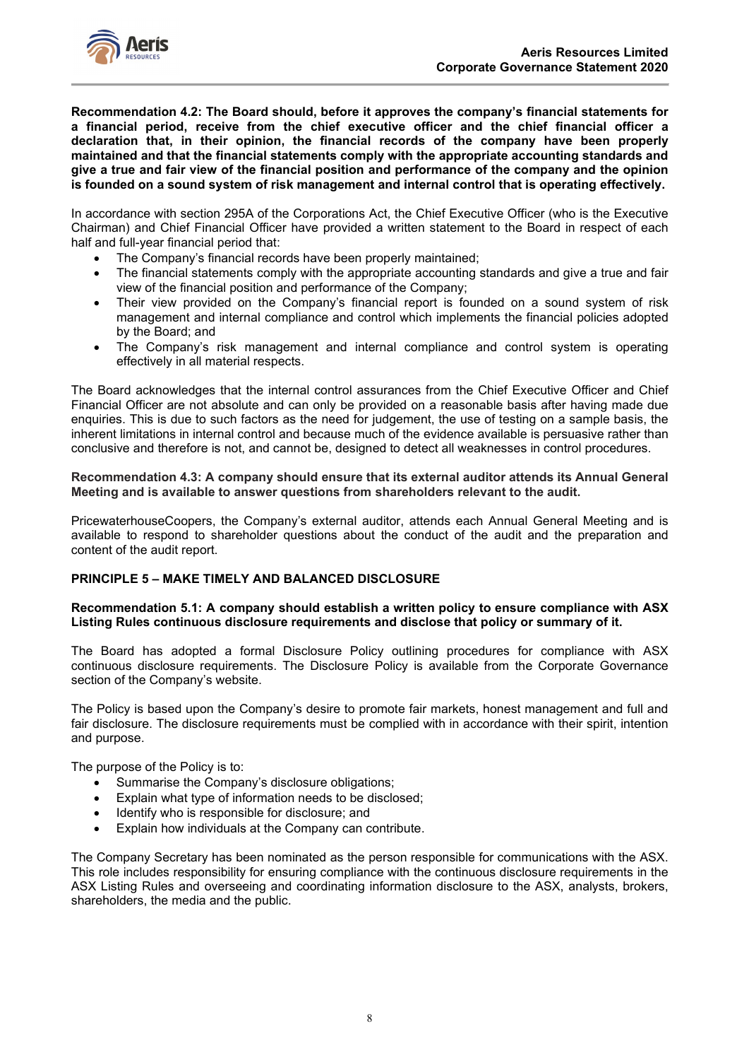**Recommendation 4.2: The Board should, before it approves the company's financial statements for a financial period, receive from the chief executive officer and the chief financial officer a declaration that, in their opinion, the financial records of the company have been properly maintained and that the financial statements comply with the appropriate accounting standards and give a true and fair view of the financial position and performance of the company and the opinion is founded on a sound system of risk management and internal control that is operating effectively.**

In accordance with section 295A of the Corporations Act, the Chief Executive Officer (who is the Executive Chairman) and Chief Financial Officer have provided a written statement to the Board in respect of each half and full-year financial period that:

- The Company's financial records have been properly maintained;
- The financial statements comply with the appropriate accounting standards and give a true and fair view of the financial position and performance of the Company;
- Their view provided on the Company's financial report is founded on a sound system of risk management and internal compliance and control which implements the financial policies adopted by the Board; and
- The Company's risk management and internal compliance and control system is operating effectively in all material respects.

The Board acknowledges that the internal control assurances from the Chief Executive Officer and Chief Financial Officer are not absolute and can only be provided on a reasonable basis after having made due enquiries. This is due to such factors as the need for judgement, the use of testing on a sample basis, the inherent limitations in internal control and because much of the evidence available is persuasive rather than conclusive and therefore is not, and cannot be, designed to detect all weaknesses in control procedures.

**Recommendation 4.3: A company should ensure that its external auditor attends its Annual General Meeting and is available to answer questions from shareholders relevant to the audit.**

PricewaterhouseCoopers, the Company's external auditor, attends each Annual General Meeting and is available to respond to shareholder questions about the conduct of the audit and the preparation and content of the audit report.

## PRINCIPLE 5 – MAKE TIMELY AND BALANCED DISCLOSURE

**Recommendation 5.1: A company should establish a written policy to ensure compliance with ASX Listing Rules continuous disclosure requirements and disclose that policy or summary of it.**

The Board has adopted a formal Disclosure Policy outlining procedures for compliance with ASX continuous disclosure requirements. The Disclosure Policy is available from the Corporate Governance section of the Company's website.

The Policy is based upon the Company's desire to promote fair markets, honest management and full and fair disclosure. The disclosure requirements must be complied with in accordance with their spirit, intention and purpose.

The purpose of the Policy is to:

- Summarise the Company's disclosure obligations;
- Explain what type of information needs to be disclosed;
- Identify who is responsible for disclosure; and
- Explain how individuals at the Company can contribute.

The Company Secretary has been nominated as the person responsible for communications with the ASX. This role includes responsibility for ensuring compliance with the continuous disclosure requirements in the ASX Listing Rules and overseeing and coordinating information disclosure to the ASX, analysts, brokers, shareholders, the media and the public.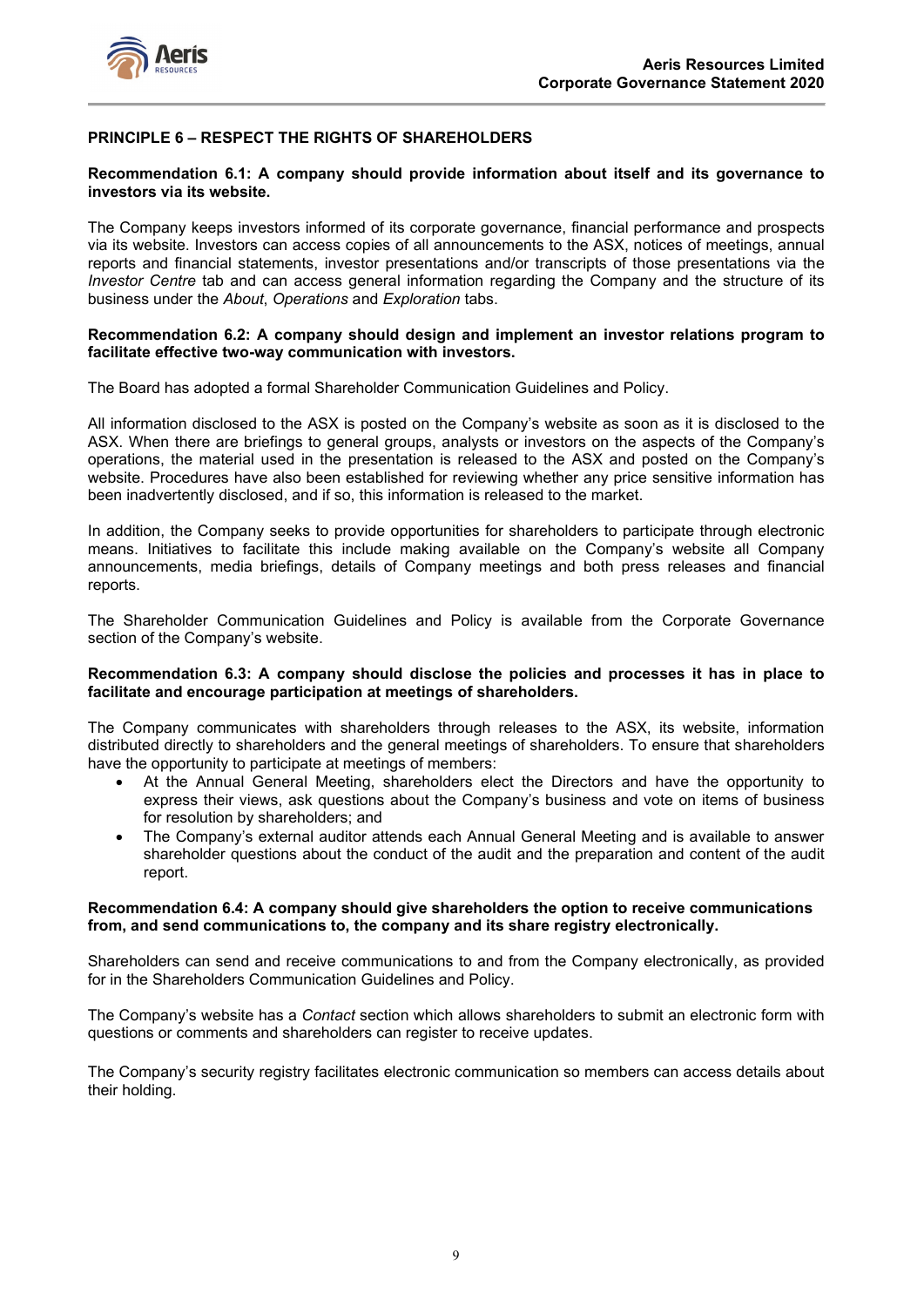## PRINCIPLE 6 – RESPECT THE RIGHTS OF SHAREHOLDERS

**Recommendation 6.1: A company should provide information about itself and its governance to investors via its website.**

The Company keeps investors informed of its corporate governance, financial performance and prospects via its website. Investors can access copies of all announcements to the ASX, notices of meetings, annual reports and financial statements, investor presentations and/or transcripts of those presentations via the *Investor Centre* tab and can access general information regarding the Company and the structure of its business under the *About*, *Operations* and *Exploration* tabs.

**Recommendation 6.2: A company should design and implement an investor relations program to facilitate effective two-way communication with investors.**

The Board has adopted a formal Shareholder Communication Guidelines and Policy.

All information disclosed to the ASX is posted on the Company's website as soon as it is disclosed to the ASX. When there are briefings to general groups, analysts or investors on the aspects of the Company's operations, the material used in the presentation is released to the ASX and posted on the Company's website. Procedures have also been established for reviewing whether any price sensitive information has been inadvertently disclosed, and if so, this information is released to the market.

In addition, the Company seeks to provide opportunities for shareholders to participate through electronic means. Initiatives to facilitate this include making available on the Company's website all Company announcements, media briefings, details of Company meetings and both press releases and financial reports.

The Shareholder Communication Guidelines and Policy is available from the Corporate Governance section of the Company's website.

**Recommendation 6.3: A company should disclose the policies and processes it has in place to facilitate and encourage participation at meetings of shareholders.**

The Company communicates with shareholders through releases to the ASX, its website, information distributed directly to shareholders and the general meetings of shareholders. To ensure that shareholders have the opportunity to participate at meetings of members:

- At the Annual General Meeting, shareholders elect the Directors and have the opportunity to express their views, ask questions about the Company's business and vote on items of business for resolution by shareholders; and
- The Company's external auditor attends each Annual General Meeting and is available to answer shareholder questions about the conduct of the audit and the preparation and content of the audit report.

**Recommendation 6.4: A company should give shareholders the option to receive communications from, and send communications to, the company and its share registry electronically.**

Shareholders can send and receive communications to and from the Company electronically, as provided for in the Shareholders Communication Guidelines and Policy.

The Company's website has a *Contact* section which allows shareholders to submit an electronic form with questions or comments and shareholders can register to receive updates.

The Company's security registry facilitates electronic communication so members can access details about their holding.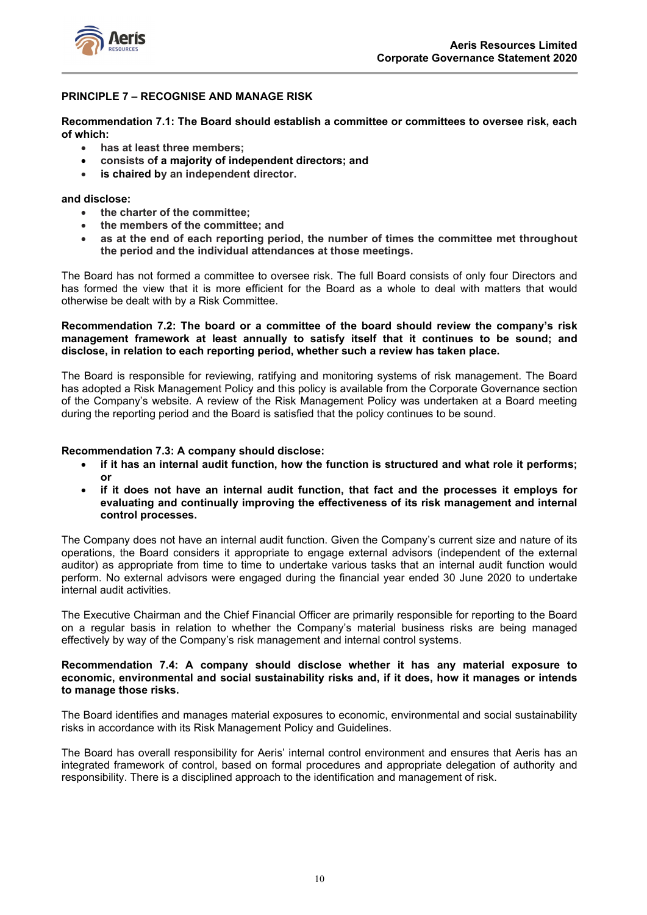## PRINCIPLE 7 – RECOGNISE AND MANAGE RISK

**Recommendation 7.1: The Board should establish a committee or committees to oversee risk, each of which:**

- **has at least three members;**
- **consists of a majority of independent directors; and**
- **is chaired by an independent director.**

**and disclose:**

- **the charter of the committee;**
- **the members of the committee; and**
- **as at the end of each reporting period, the number of times the committee met throughout the period and the individual attendances at those meetings.**

The Board has not formed a committee to oversee risk. The full Board consists of only four Directors and has formed the view that it is more efficient for the Board as a whole to deal with matters that would otherwise be dealt with by a Risk Committee.

**Recommendation 7.2: The board or a committee of the board should review the company's risk management framework at least annually to satisfy itself that it continues to be sound; and disclose, in relation to each reporting period, whether such a review has taken place.**

The Board is responsible for reviewing, ratifying and monitoring systems of risk management. The Board has adopted a Risk Management Policy and this policy is available from the Corporate Governance section of the Company's website. A review of the Risk Management Policy was undertaken at a Board meeting during the reporting period and the Board is satisfied that the policy continues to be sound.

**Recommendation 7.3: A company should disclose:**

- **if it has an internal audit function, how the function is structured and what role it performs; or**
- **if it does not have an internal audit function, that fact and the processes it employs for evaluating and continually improving the effectiveness of its risk management and internal control processes.**

The Company does not have an internal audit function. Given the Company's current size and nature of its operations, the Board considers it appropriate to engage external advisors (independent of the external auditor) as appropriate from time to time to undertake various tasks that an internal audit function would perform. No external advisors were engaged during the financial year ended 30 June 2020 to undertake internal audit activities.

The Executive Chairman and the Chief Financial Officer are primarily responsible for reporting to the Board on a regular basis in relation to whether the Company's material business risks are being managed effectively by way of the Company's risk management and internal control systems.

**Recommendation 7.4: A company should disclose whether it has any material exposure to economic, environmental and social sustainability risks and, if it does, how it manages or intends to manage those risks.**

The Board identifies and manages material exposures to economic, environmental and social sustainability risks in accordance with its Risk Management Policy and Guidelines.

The Board has overall responsibility for Aeris' internal control environment and ensures that Aeris has an integrated framework of control, based on formal procedures and appropriate delegation of authority and responsibility. There is a disciplined approach to the identification and management of risk.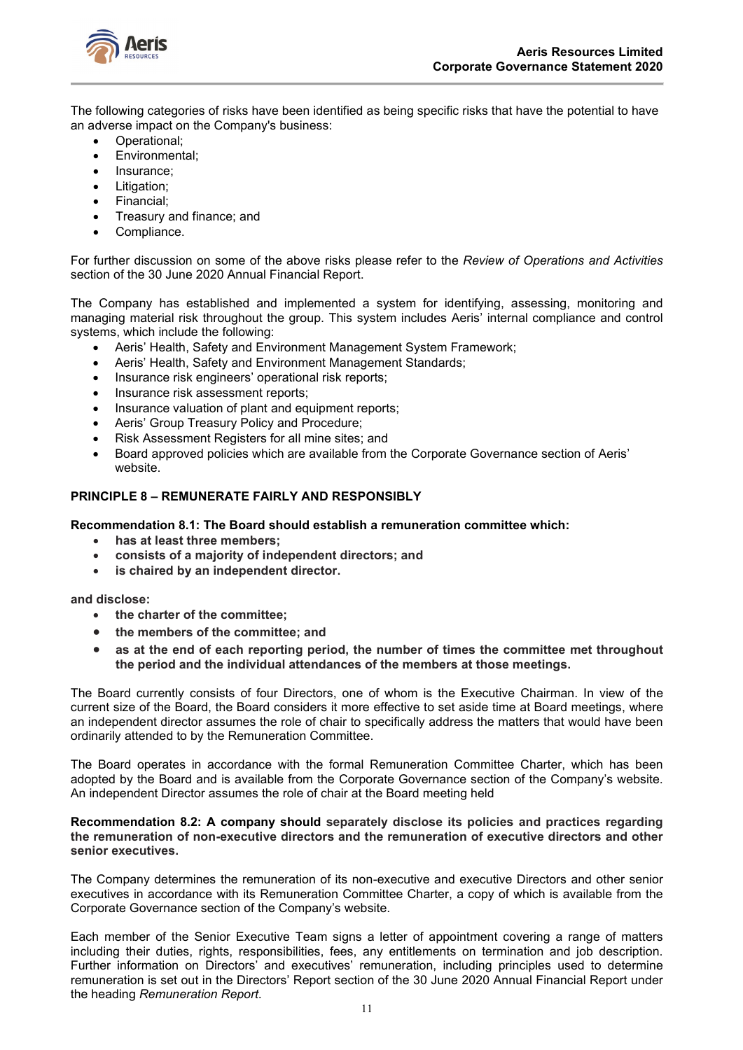The following categories of risks have been identified as being specific risks that have the potential to have an adverse impact on the Company's business:

- Operational;
- Environmental;
- Insurance;
- Litigation;
- Financial;
- Treasury and finance; and
- Compliance.

For further discussion on some of the above risks please refer to the *Review of Operations and Activities* section of the 30 June 2020 Annual Financial Report.

The Company has established and implemented a system for identifying, assessing, monitoring and managing material risk throughout the group. This system includes Aeris' internal compliance and control systems, which include the following:

- Aeris' Health, Safety and Environment Management System Framework;
- Aeris' Health, Safety and Environment Management Standards;
- Insurance risk engineers' operational risk reports;
- Insurance risk assessment reports;
- Insurance valuation of plant and equipment reports;
- Aeris' Group Treasury Policy and Procedure;
- Risk Assessment Registers for all mine sites; and
- Board approved policies which are available from the Corporate Governance section of Aeris' website.

## PRINCIPLE 8 – REMUNERATE FAIRLY AND RESPONSIBLY

**Recommendation 8.1: The Board should establish a remuneration committee which:**

- **has at least three members;**
- **consists of a majority of independent directors; and**
- **is chaired by an independent director.**

**and disclose:**

- **the charter of the committee;**
- **the members of the committee; and**
- **as at the end of each reporting period, the number of times the committee met throughout the period and the individual attendances of the members at those meetings.**

The Board currently consists of four Directors, one of whom is the Executive Chairman. In view of the current size of the Board, the Board considers it more effective to set aside time at Board meetings, where an independent director assumes the role of chair to specifically address the matters that would have been ordinarily attended to by the Remuneration Committee.

The Board operates in accordance with the formal Remuneration Committee Charter, which has been adopted by the Board and is available from the Corporate Governance section of the Company's website. An independent Director assumes the role of chair at the Board meeting held

**Recommendation 8.2: A company should separately disclose its policies and practices regarding the remuneration of non-executive directors and the remuneration of executive directors and other senior executives.**

The Company determines the remuneration of its non-executive and executive Directors and other senior executives in accordance with its Remuneration Committee Charter, a copy of which is available from the Corporate Governance section of the Company's website.

Each member of the Senior Executive Team signs a letter of appointment covering a range of matters including their duties, rights, responsibilities, fees, any entitlements on termination and job description. Further information on Directors' and executives' remuneration, including principles used to determine remuneration is set out in the Directors' Report section of the 30 June 2020 Annual Financial Report under the heading *Remuneration Report*.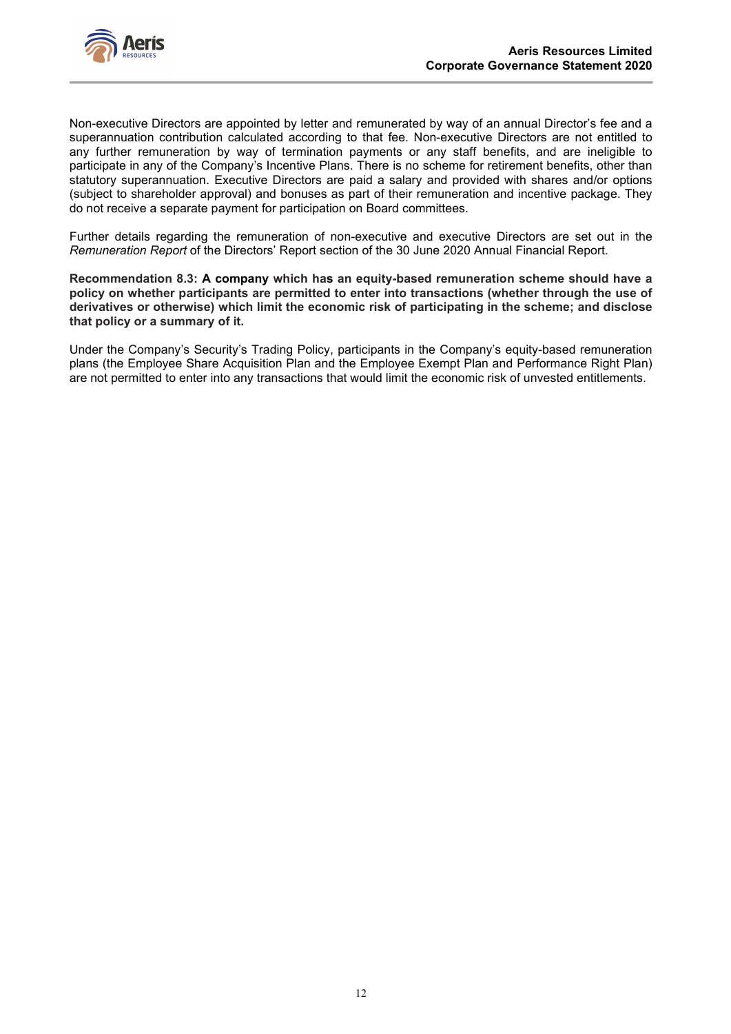Non-executive Directors are appointed by letter and remunerated by way of an annual Director's fee and a superannuation contribution calculated according to that fee. Non-executive Directors are not entitled to any further remuneration by way of termination payments or any staff benefits, and are ineligible to participate in any of the Company's Incentive Plans. There is no scheme for retirement benefits, other than statutory superannuation. Executive Directors are paid a salary and provided with shares and/or options (subject to shareholder approval) and bonuses as part of their remuneration and incentive package. They do not receive a separate payment for participation on Board committees.

Further details regarding the remuneration of non-executive and executive Directors are set out in the *Remuneration Report* of the Directors' Report section of the 30 June 2020 Annual Financial Report.

**Recommendation 8.3: A company which has an equity-based remuneration scheme should have a policy on whether participants are permitted to enter into transactions (whether through the use of derivatives or otherwise) which limit the economic risk of participating in the scheme; and disclose that policy or a summary of it.**

Under the Company's Security's Trading Policy, participants in the Company's equity-based remuneration plans (the Employee Share Acquisition Plan and the Employee Exempt Plan and Performance Right Plan) are not permitted to enter into any transactions that would limit the economic risk of unvested entitlements.